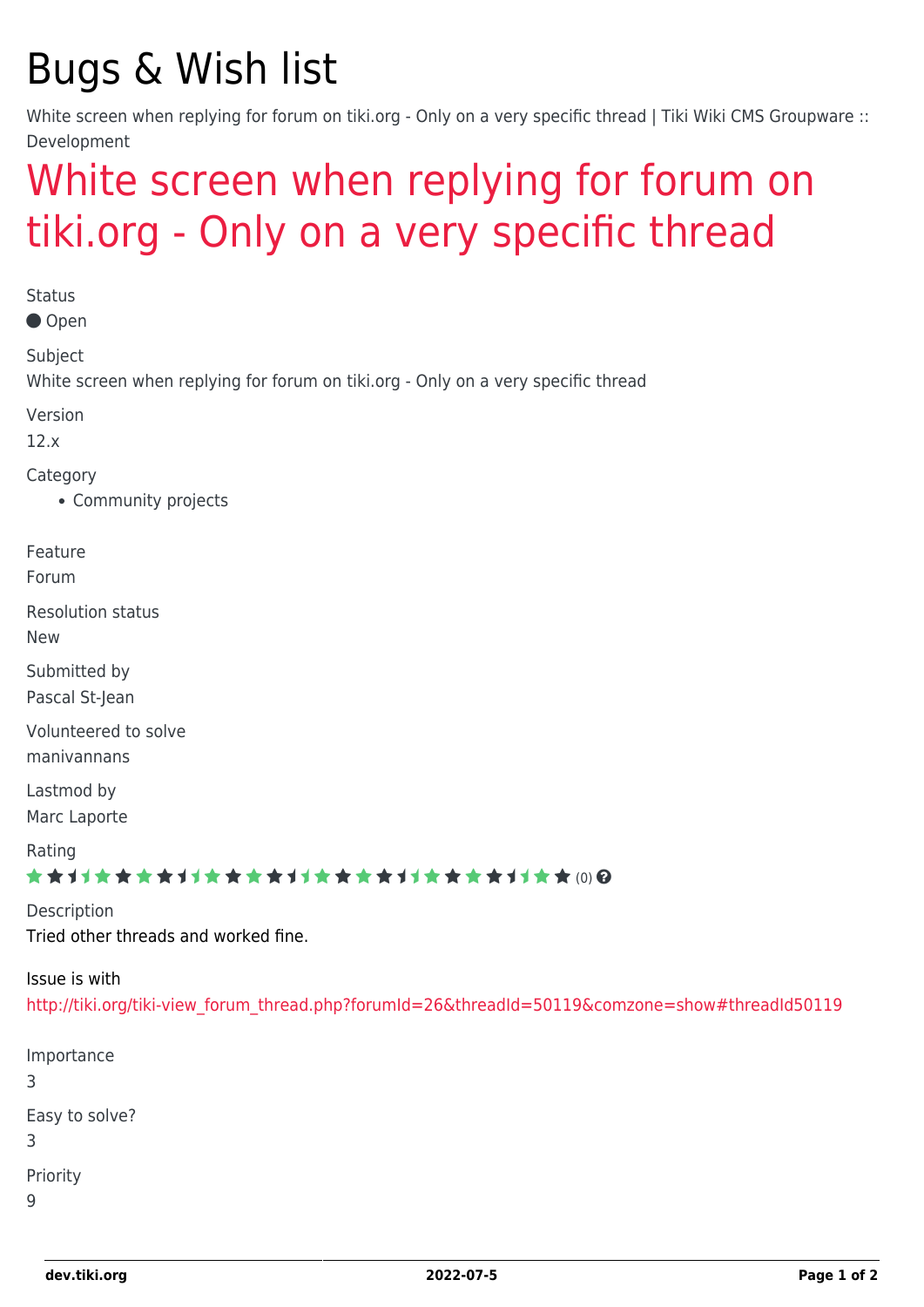# Bugs & Wish list

White screen when replying for forum on tiki.org - Only on a very specific thread | Tiki Wiki CMS Groupware :: Development

## White screen when replying for forum on tiki.org - Only on a very specific thread

Status

● Open

Subject

White screen when replying for forum on tiki.org - Only on a very specific thread

Version

12.x

Category

- Community projects

Feature

Forum

Resolution status

New

Submitted by

Pascal St-Jean

Volunteered to solve

manivannans

Lastmod by

Marc Laporte

Rating

(0)

Description

Tried other threads and worked fine.

Issue is with

http://tiki.org/tiki-view_forum_thread.php?forumId=26&threadId=50119&comzone=show#threadId50119

Importance

3

Easy to solve?

3

Priority

9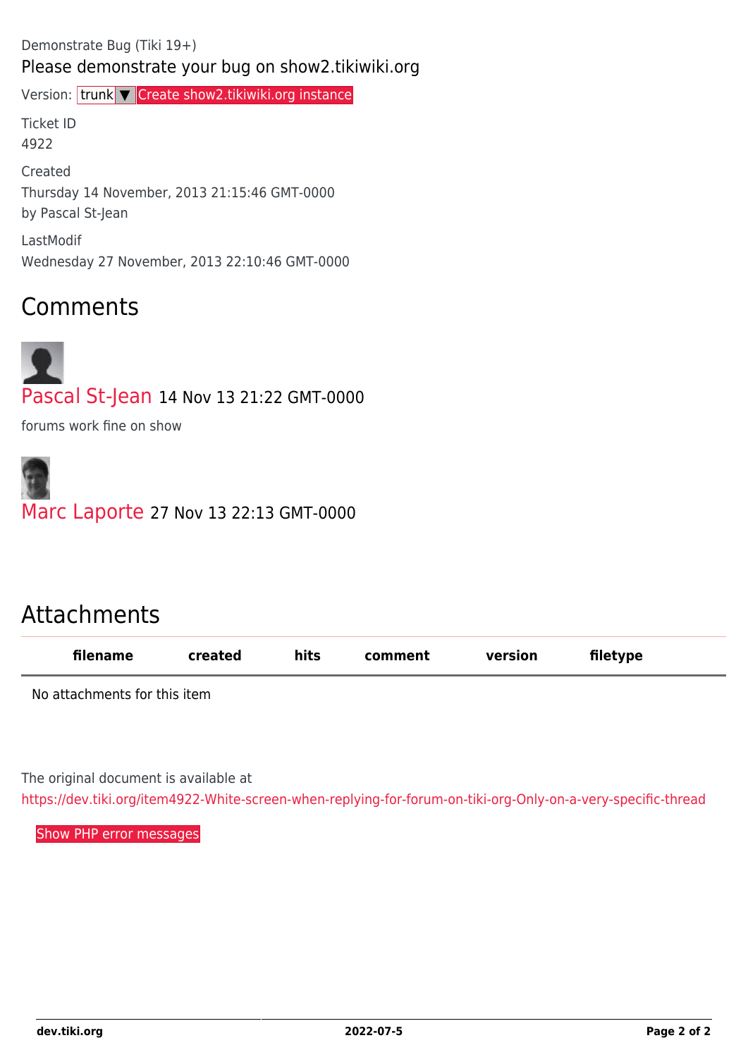Demonstrate Bug (Tiki 19+)

Please demonstrate your bug on show2.tikiwiki.org

Version: trunk ▼ Create show2.tikiwiki.org instance

Ticket ID
4922

Created
Thursday 14 November, 2013 21:15:46 GMT-0000
by Pascal St-Jean

LastModif
Wednesday 27 November, 2013 22:10:46 GMT-0000

## Comments

Pascal St-Jean 14 Nov 13 21:22 GMT-0000

forums work fine on show

Marc Laporte 27 Nov 13 22:13 GMT-0000

## Attachments

| filename | created | hits | comment | version | filetype |
|---|---|---|---|---|---|
| No attachments for this item | | | | | |

The original document is available at
https://dev.tiki.org/item4922-White-screen-when-replying-for-forum-on-tiki-org-Only-on-a-very-specific-thread

Show PHP error messages